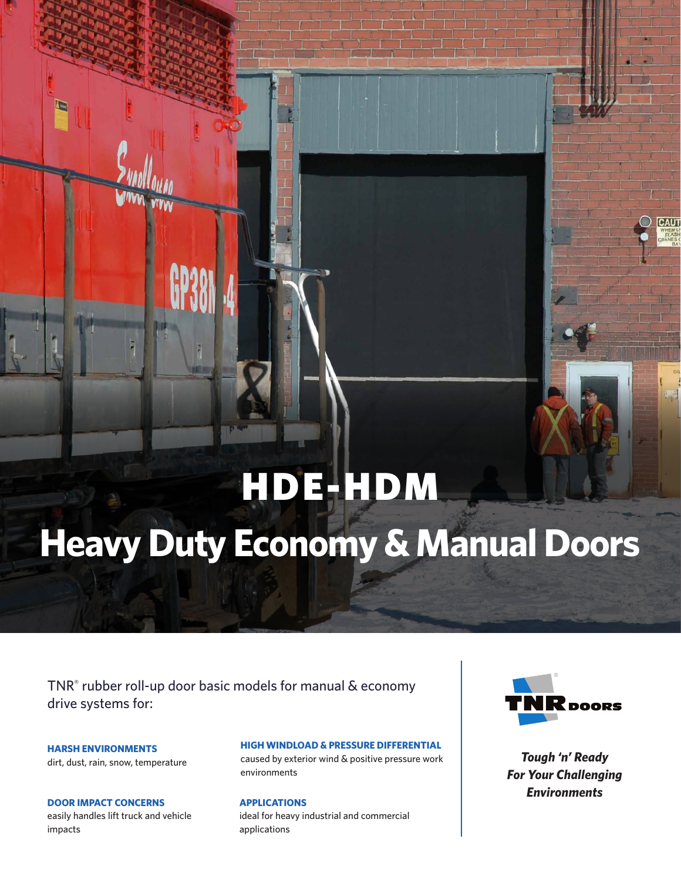# HDE-HDM

# Heavy Duty Economy & Manual Doors

TNR® rubber roll-up door basic models for manual & economy drive systems for:

**HARSH ENVIRONMENTS**
dirt, dust, rain, snow, temperature

**HIGH WINDLOAD & PRESSURE DIFFERENTIAL**
caused by exterior wind & positive pressure work environments

**DOOR IMPACT CONCERNS**
easily handles lift truck and vehicle impacts

**APPLICATIONS**
ideal for heavy industrial and commercial applications

TNR DOORS

***Tough 'n' Ready For Your Challenging Environments***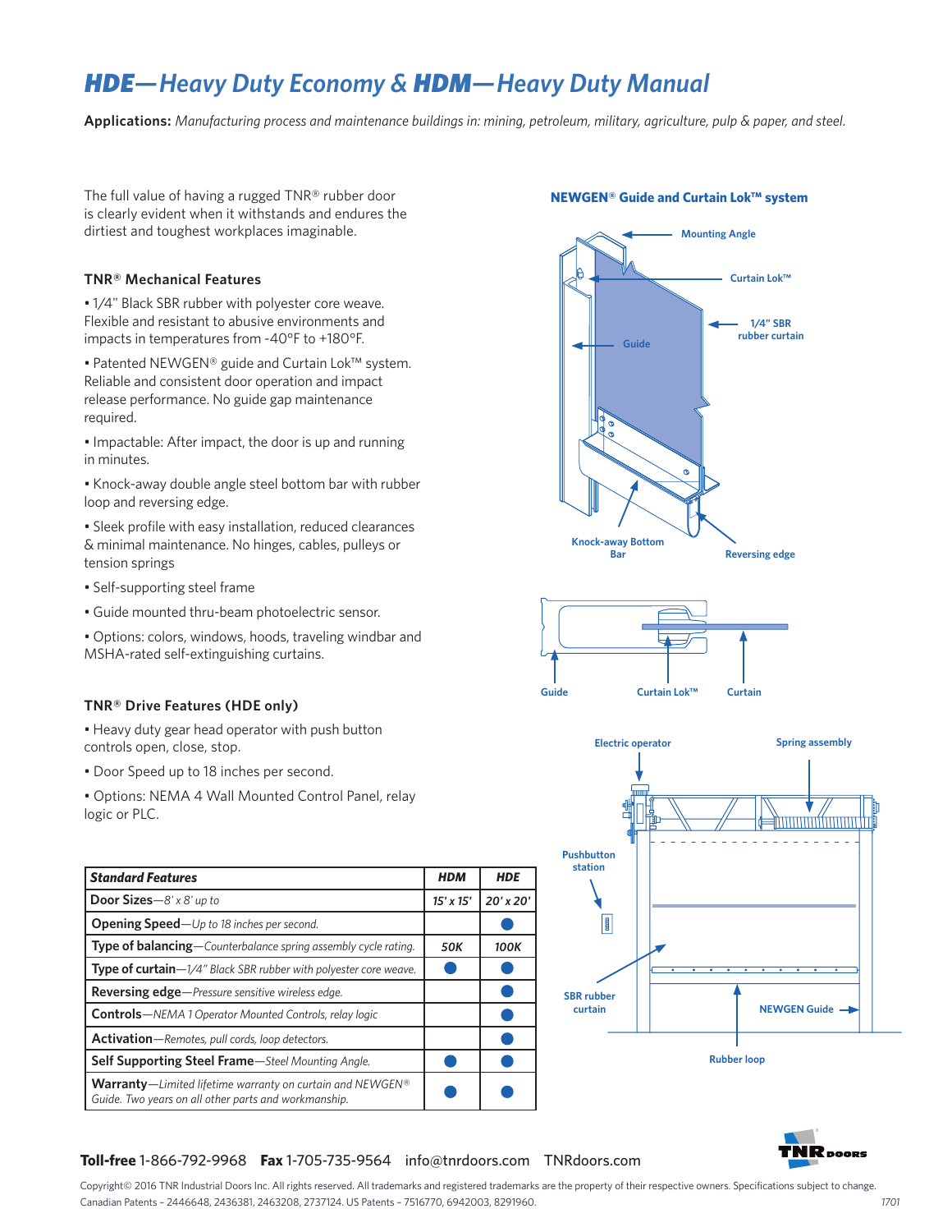# *HDE—Heavy Duty Economy & HDM—Heavy Duty Manual*

**Applications:** *Manufacturing process and maintenance buildings in: mining, petroleum, military, agriculture, pulp & paper, and steel.*

The full value of having a rugged TNR® rubber door is clearly evident when it withstands and endures the dirtiest and toughest workplaces imaginable.

### TNR® Mechanical Features

- 1/4" Black SBR rubber with polyester core weave. Flexible and resistant to abusive environments and impacts in temperatures from -40°F to +180°F.
- Patented NEWGEN® guide and Curtain Lok™ system. Reliable and consistent door operation and impact release performance. No guide gap maintenance required.
- Impactable: After impact, the door is up and running in minutes.
- Knock-away double angle steel bottom bar with rubber loop and reversing edge.
- Sleek profile with easy installation, reduced clearances & minimal maintenance. No hinges, cables, pulleys or tension springs
- Self-supporting steel frame
- Guide mounted thru-beam photoelectric sensor.
- Options: colors, windows, hoods, traveling windbar and MSHA-rated self-extinguishing curtains.

### TNR® Drive Features (HDE only)

- Heavy duty gear head operator with push button controls open, close, stop.
- Door Speed up to 18 inches per second.
- Options: NEMA 4 Wall Mounted Control Panel, relay logic or PLC.

| ***Standard Features*** | ***HDM*** | ***HDE*** |
|---|---|---|
| **Door Sizes**—*8' x 8' up to* | *15' x 15'* | *20' x 20'* |
| **Opening Speed**—*Up to 18 inches per second.* | | ● |
| **Type of balancing**—*Counterbalance spring assembly cycle rating.* | *50K* | *100K* |
| **Type of curtain**—*1/4" Black SBR rubber with polyester core weave.* | ● | ● |
| **Reversing edge**—*Pressure sensitive wireless edge.* | | ● |
| **Controls**—*NEMA 1 Operator Mounted Controls, relay logic* | | ● |
| **Activation**—*Remotes, pull cords, loop detectors.* | | ● |
| **Self Supporting Steel Frame**—*Steel Mounting Angle.* | ● | ● |
| **Warranty**—*Limited lifetime warranty on curtain and NEWGEN® Guide. Two years on all other parts and workmanship.* | ● | ● |

**NEWGEN® Guide and Curtain Lok™ system**

Mounting Angle
Curtain Lok™
1/4" SBR rubber curtain
Guide
Knock-away Bottom Bar
Reversing edge

Guide
Curtain Lok™
Curtain

Electric operator
Spring assembly
Pushbutton station
SBR rubber curtain
NEWGEN Guide
Rubber loop

**Toll-free** 1-866-792-9968 **Fax** 1-705-735-9564 info@tnrdoors.com TNRdoors.com

Copyright© 2016 TNR Industrial Doors Inc. All rights reserved. All trademarks and registered trademarks are the property of their respective owners. Specifications subject to change.
Canadian Patents – 2446648, 2436381, 2463208, 2737124. US Patents – 7516770, 6942003, 8291960.